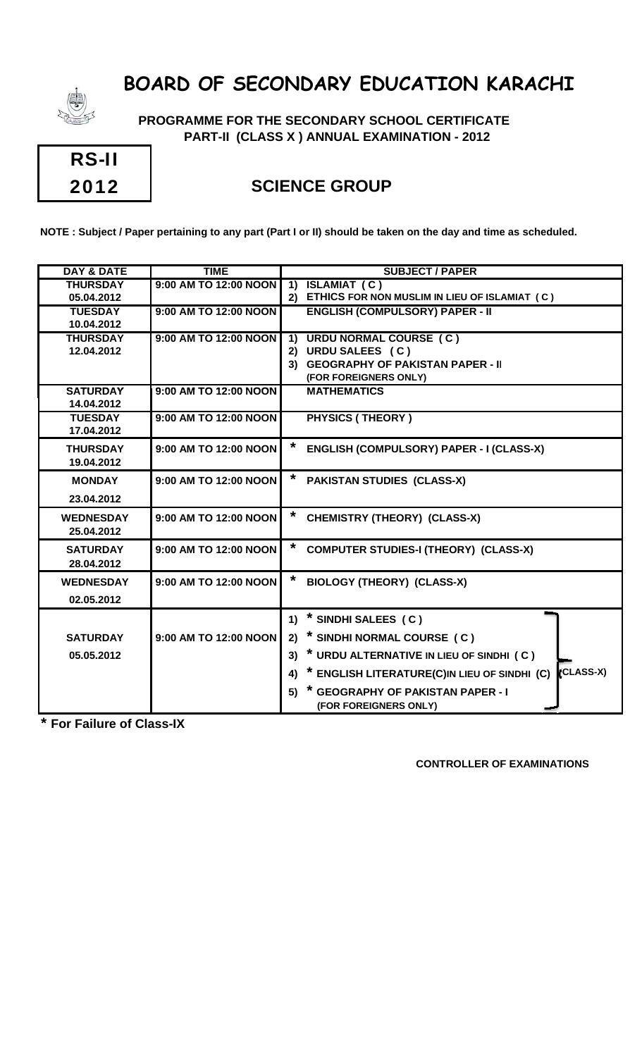# BOARD OF SECONDARY EDUCATION KARACHI

**PROGRAMME FOR THE SECONDARY SCHOOL CERTIFICATE**
**PART-II (CLASS X ) ANNUAL EXAMINATION - 2012**

**RS-II**
**2012**

## SCIENCE GROUP

**NOTE : Subject / Paper pertaining to any part (Part I or II) should be taken on the day and time as scheduled.**

| DAY & DATE | TIME | SUBJECT / PAPER |
|---|---|---|
| THURSDAY 05.04.2012 | 9:00 AM TO 12:00 NOON | 1) ISLAMIAT ( C )<br>2) ETHICS FOR NON MUSLIM IN LIEU OF ISLAMIAT ( C ) |
| TUESDAY 10.04.2012 | 9:00 AM TO 12:00 NOON | ENGLISH (COMPULSORY) PAPER - II |
| THURSDAY 12.04.2012 | 9:00 AM TO 12:00 NOON | 1) URDU NORMAL COURSE ( C )<br>2) URDU SALEES ( C )<br>3) GEOGRAPHY OF PAKISTAN PAPER - II (FOR FOREIGNERS ONLY) |
| SATURDAY 14.04.2012 | 9:00 AM TO 12:00 NOON | MATHEMATICS |
| TUESDAY 17.04.2012 | 9:00 AM TO 12:00 NOON | PHYSICS ( THEORY ) |
| THURSDAY 19.04.2012 | 9:00 AM TO 12:00 NOON | * ENGLISH (COMPULSORY) PAPER - I (CLASS-X) |
| MONDAY 23.04.2012 | 9:00 AM TO 12:00 NOON | * PAKISTAN STUDIES (CLASS-X) |
| WEDNESDAY 25.04.2012 | 9:00 AM TO 12:00 NOON | * CHEMISTRY (THEORY) (CLASS-X) |
| SATURDAY 28.04.2012 | 9:00 AM TO 12:00 NOON | * COMPUTER STUDIES-I (THEORY) (CLASS-X) |
| WEDNESDAY 02.05.2012 | 9:00 AM TO 12:00 NOON | * BIOLOGY (THEORY) (CLASS-X) |
| SATURDAY 05.05.2012 | 9:00 AM TO 12:00 NOON | (CLASS-X):<br>1) * SINDHI SALEES ( C )<br>2) * SINDHI NORMAL COURSE ( C )<br>3) * URDU ALTERNATIVE IN LIEU OF SINDHI ( C )<br>4) * ENGLISH LITERATURE(C)IN LIEU OF SINDHI (C)<br>5) * GEOGRAPHY OF PAKISTAN PAPER - I (FOR FOREIGNERS ONLY) |

**\* For Failure of Class-IX**

**CONTROLLER OF EXAMINATIONS**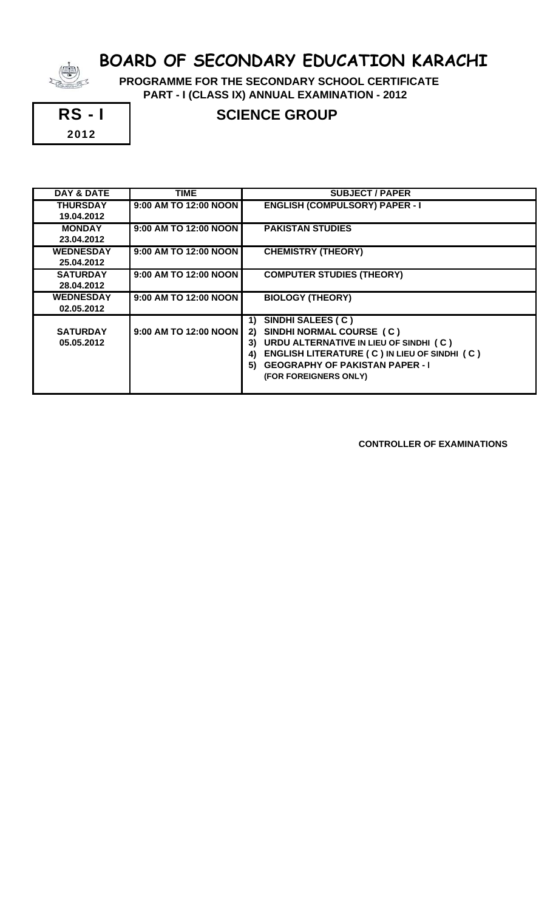# BOARD OF SECONDARY EDUCATION KARACHI

**PROGRAMME FOR THE SECONDARY SCHOOL CERTIFICATE**
**PART - I (CLASS IX) ANNUAL EXAMINATION - 2012**

**RS - I**
**2012**

## SCIENCE GROUP

| DAY & DATE | TIME | SUBJECT / PAPER |
|---|---|---|
| THURSDAY 19.04.2012 | 9:00 AM TO 12:00 NOON | ENGLISH (COMPULSORY) PAPER - I |
| MONDAY 23.04.2012 | 9:00 AM TO 12:00 NOON | PAKISTAN STUDIES |
| WEDNESDAY 25.04.2012 | 9:00 AM TO 12:00 NOON | CHEMISTRY (THEORY) |
| SATURDAY 28.04.2012 | 9:00 AM TO 12:00 NOON | COMPUTER STUDIES (THEORY) |
| WEDNESDAY 02.05.2012 | 9:00 AM TO 12:00 NOON | BIOLOGY (THEORY) |
| SATURDAY 05.05.2012 | 9:00 AM TO 12:00 NOON | 1) SINDHI SALEES ( C )<br>2) SINDHI NORMAL COURSE ( C )<br>3) URDU ALTERNATIVE IN LIEU OF SINDHI ( C )<br>4) ENGLISH LITERATURE ( C ) IN LIEU OF SINDHI ( C )<br>5) GEOGRAPHY OF PAKISTAN PAPER - I (FOR FOREIGNERS ONLY) |

**CONTROLLER OF EXAMINATIONS**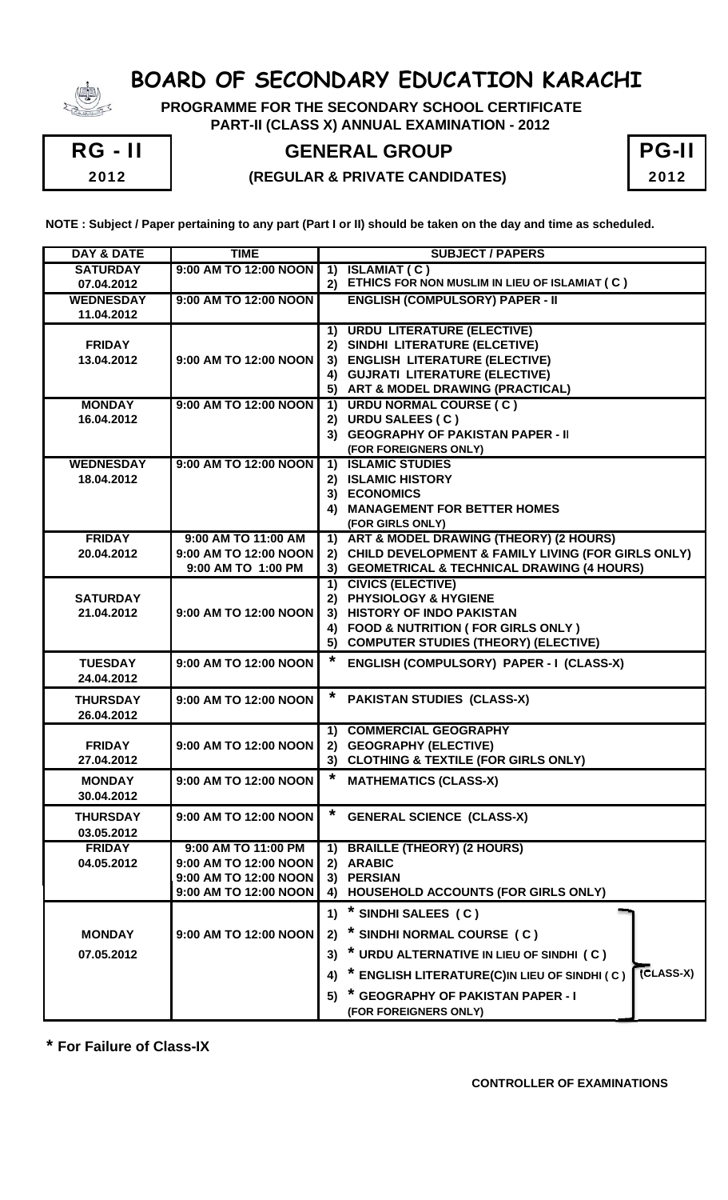# BOARD OF SECONDARY EDUCATION KARACHI

**PROGRAMME FOR THE SECONDARY SCHOOL CERTIFICATE**
**PART-II (CLASS X) ANNUAL EXAMINATION - 2012**

**RG - II** **2012**

## GENERAL GROUP

**(REGULAR & PRIVATE CANDIDATES)**

**PG-II** **2012**

**NOTE : Subject / Paper pertaining to any part (Part I or II) should be taken on the day and time as scheduled.**

| DAY & DATE | TIME | SUBJECT / PAPERS |
|---|---|---|
| SATURDAY 07.04.2012 | 9:00 AM TO 12:00 NOON | 1) ISLAMIAT ( C )<br>2) ETHICS FOR NON MUSLIM IN LIEU OF ISLAMIAT ( C ) |
| WEDNESDAY 11.04.2012 | 9:00 AM TO 12:00 NOON | ENGLISH (COMPULSORY) PAPER - II |
| FRIDAY 13.04.2012 | 9:00 AM TO 12:00 NOON | 1) URDU LITERATURE (ELECTIVE)<br>2) SINDHI LITERATURE (ELCETIVE)<br>3) ENGLISH LITERATURE (ELECTIVE)<br>4) GUJRATI LITERATURE (ELECTIVE)<br>5) ART & MODEL DRAWING (PRACTICAL) |
| MONDAY 16.04.2012 | 9:00 AM TO 12:00 NOON | 1) URDU NORMAL COURSE ( C )<br>2) URDU SALEES ( C )<br>3) GEOGRAPHY OF PAKISTAN PAPER - II (FOR FOREIGNERS ONLY) |
| WEDNESDAY 18.04.2012 | 9:00 AM TO 12:00 NOON | 1) ISLAMIC STUDIES<br>2) ISLAMIC HISTORY<br>3) ECONOMICS<br>4) MANAGEMENT FOR BETTER HOMES (FOR GIRLS ONLY) |
| FRIDAY 20.04.2012 | 9:00 AM TO 11:00 AM<br>9:00 AM TO 12:00 NOON<br>9:00 AM TO 1:00 PM | 1) ART & MODEL DRAWING (THEORY) (2 HOURS)<br>2) CHILD DEVELOPMENT & FAMILY LIVING (FOR GIRLS ONLY)<br>3) GEOMETRICAL & TECHNICAL DRAWING (4 HOURS) |
| SATURDAY 21.04.2012 | 9:00 AM TO 12:00 NOON | 1) CIVICS (ELECTIVE)<br>2) PHYSIOLOGY & HYGIENE<br>3) HISTORY OF INDO PAKISTAN<br>4) FOOD & NUTRITION ( FOR GIRLS ONLY )<br>5) COMPUTER STUDIES (THEORY) (ELECTIVE) |
| TUESDAY 24.04.2012 | 9:00 AM TO 12:00 NOON | * ENGLISH (COMPULSORY) PAPER - I (CLASS-X) |
| THURSDAY 26.04.2012 | 9:00 AM TO 12:00 NOON | * PAKISTAN STUDIES (CLASS-X) |
| FRIDAY 27.04.2012 | 9:00 AM TO 12:00 NOON | 1) COMMERCIAL GEOGRAPHY<br>2) GEOGRAPHY (ELECTIVE)<br>3) CLOTHING & TEXTILE (FOR GIRLS ONLY) |
| MONDAY 30.04.2012 | 9:00 AM TO 12:00 NOON | * MATHEMATICS (CLASS-X) |
| THURSDAY 03.05.2012 | 9:00 AM TO 12:00 NOON | * GENERAL SCIENCE (CLASS-X) |
| FRIDAY 04.05.2012 | 9:00 AM TO 11:00 PM<br>9:00 AM TO 12:00 NOON<br>9:00 AM TO 12:00 NOON<br>9:00 AM TO 12:00 NOON | 1) BRAILLE (THEORY) (2 HOURS)<br>2) ARABIC<br>3) PERSIAN<br>4) HOUSEHOLD ACCOUNTS (FOR GIRLS ONLY) |
| MONDAY 07.05.2012 | 9:00 AM TO 12:00 NOON | 1) * SINDHI SALEES ( C )<br>2) * SINDHI NORMAL COURSE ( C )<br>3) * URDU ALTERNATIVE IN LIEU OF SINDHI ( C )<br>4) * ENGLISH LITERATURE(C)IN LIEU OF SINDHI ( C )<br>5) * GEOGRAPHY OF PAKISTAN PAPER - I (FOR FOREIGNERS ONLY)<br>(CLASS-X) |

**\* For Failure of Class-IX**

**CONTROLLER OF EXAMINATIONS**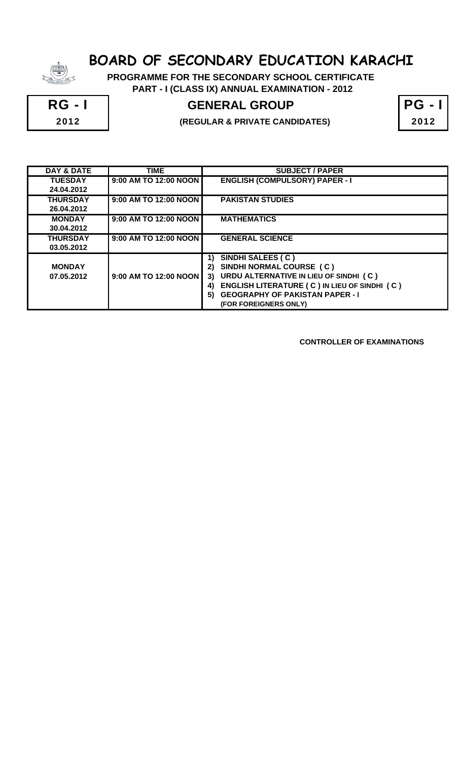# BOARD OF SECONDARY EDUCATION KARACHI

**PROGRAMME FOR THE SECONDARY SCHOOL CERTIFICATE**
**PART - I (CLASS IX) ANNUAL EXAMINATION - 2012**

**RG - I**
**2012**

## GENERAL GROUP

**(REGULAR & PRIVATE CANDIDATES)**

**PG - I**
**2012**

| DAY & DATE | TIME | SUBJECT / PAPER |
|---|---|---|
| TUESDAY 24.04.2012 | 9:00 AM TO 12:00 NOON | ENGLISH (COMPULSORY) PAPER - I |
| THURSDAY 26.04.2012 | 9:00 AM TO 12:00 NOON | PAKISTAN STUDIES |
| MONDAY 30.04.2012 | 9:00 AM TO 12:00 NOON | MATHEMATICS |
| THURSDAY 03.05.2012 | 9:00 AM TO 12:00 NOON | GENERAL SCIENCE |
| MONDAY 07.05.2012 | 9:00 AM TO 12:00 NOON | 1) SINDHI SALEES ( C )<br>2) SINDHI NORMAL COURSE ( C )<br>3) URDU ALTERNATIVE IN LIEU OF SINDHI ( C )<br>4) ENGLISH LITERATURE ( C ) IN LIEU OF SINDHI ( C )<br>5) GEOGRAPHY OF PAKISTAN PAPER - I (FOR FOREIGNERS ONLY) |

**CONTROLLER OF EXAMINATIONS**